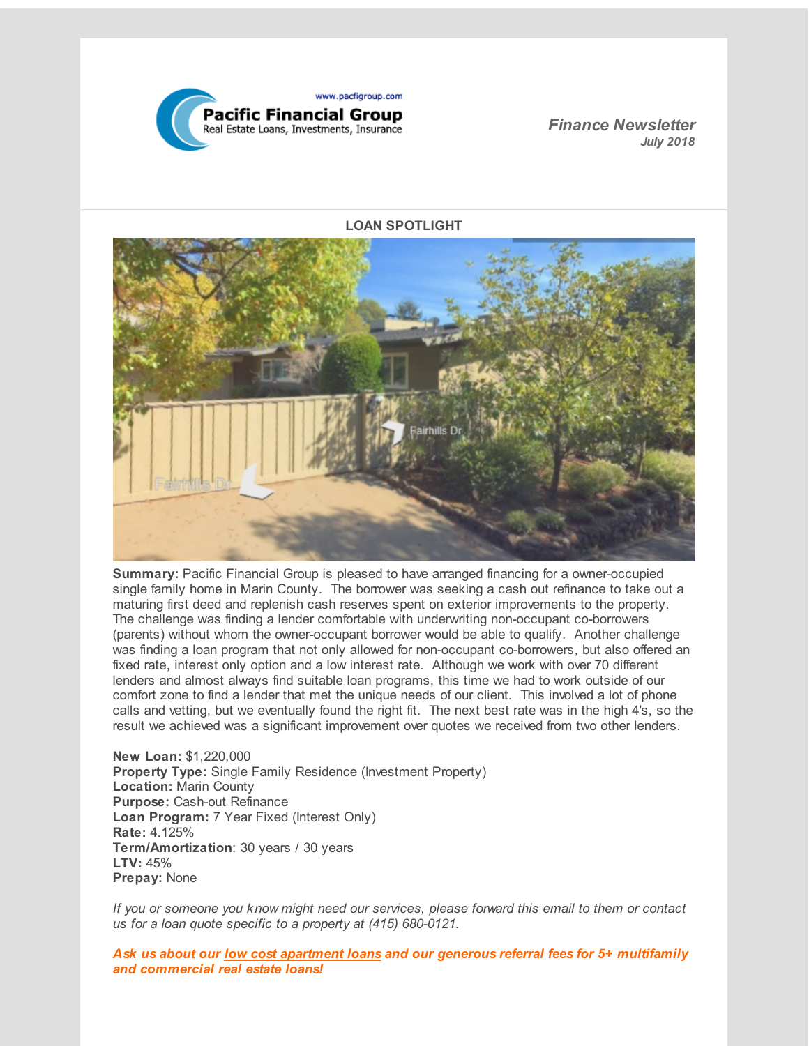www.pacfigroup.com

**Pacific Financial Group**
Real Estate Loans, Investments, Insurance

***Finance Newsletter***
***July 2018***

## LOAN SPOTLIGHT

**Summary:** Pacific Financial Group is pleased to have arranged financing for a owner-occupied single family home in Marin County. The borrower was seeking a cash out refinance to take out a maturing first deed and replenish cash reserves spent on exterior improvements to the property. The challenge was finding a lender comfortable with underwriting non-occupant co-borrowers (parents) without whom the owner-occupant borrower would be able to qualify. Another challenge was finding a loan program that not only allowed for non-occupant co-borrowers, but also offered an fixed rate, interest only option and a low interest rate. Although we work with over 70 different lenders and almost always find suitable loan programs, this time we had to work outside of our comfort zone to find a lender that met the unique needs of our client. This involved a lot of phone calls and vetting, but we eventually found the right fit. The next best rate was in the high 4's, so the result we achieved was a significant improvement over quotes we received from two other lenders.

**New Loan:** $1,220,000
**Property Type:** Single Family Residence (Investment Property)
**Location:** Marin County
**Purpose:** Cash-out Refinance
**Loan Program:** 7 Year Fixed (Interest Only)
**Rate:** 4.125%
**Term/Amortization**: 30 years / 30 years
**LTV:** 45%
**Prepay:** None

*If you or someone you know might need our services, please forward this email to them or contact us for a loan quote specific to a property at (415) 680-0121.*

***Ask us about our low cost apartment loans and our generous referral fees for 5+ multifamily and commercial real estate loans!***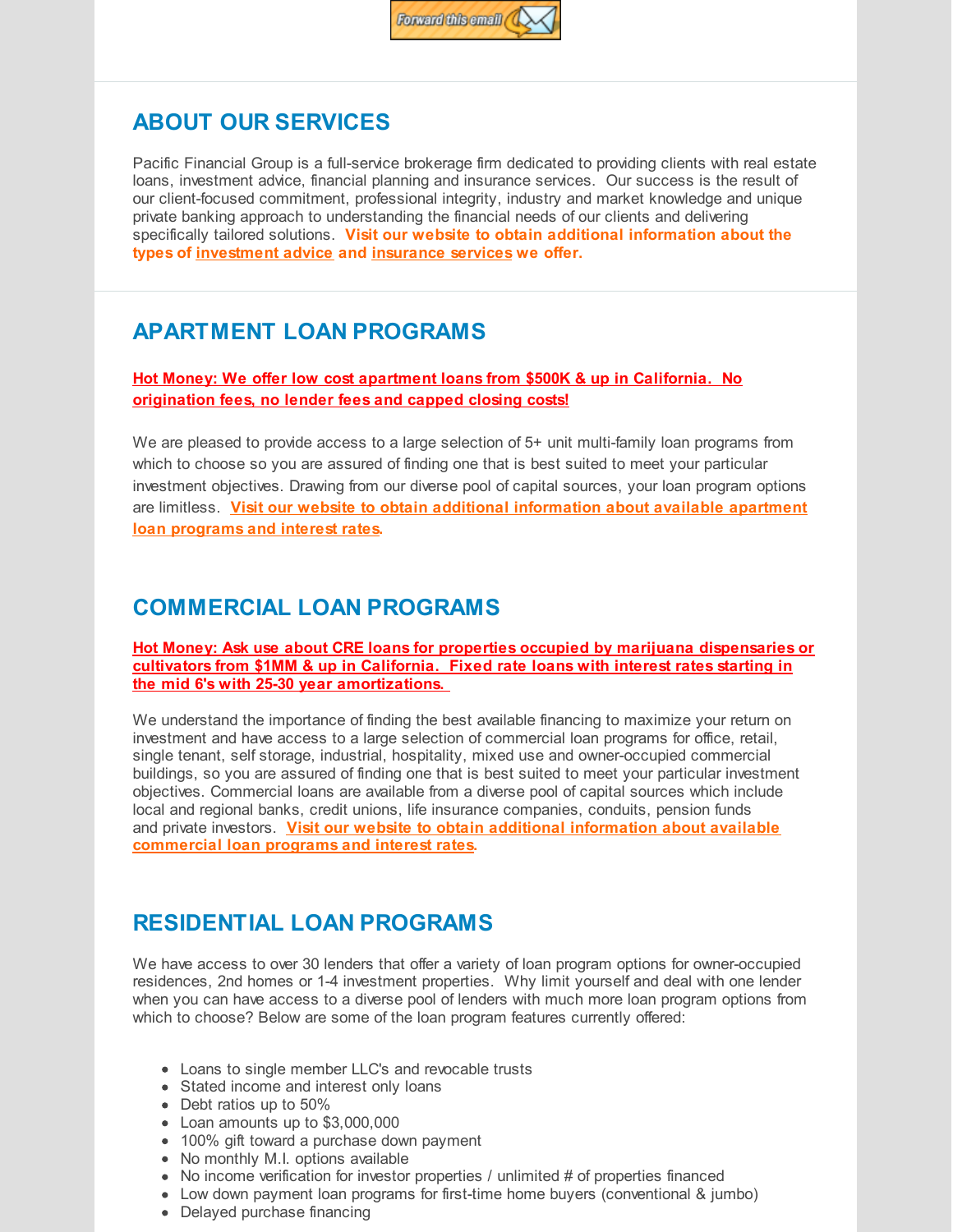Forward this email

## ABOUT OUR SERVICES

Pacific Financial Group is a full-service brokerage firm dedicated to providing clients with real estate loans, investment advice, financial planning and insurance services. Our success is the result of our client-focused commitment, professional integrity, industry and market knowledge and unique private banking approach to understanding the financial needs of our clients and delivering specifically tailored solutions. **Visit our website to obtain additional information about the types of investment advice and insurance services we offer.**

## APARTMENT LOAN PROGRAMS

**Hot Money: We offer low cost apartment loans from $500K & up in California. No origination fees, no lender fees and capped closing costs!**

We are pleased to provide access to a large selection of 5+ unit multi-family loan programs from which to choose so you are assured of finding one that is best suited to meet your particular investment objectives. Drawing from our diverse pool of capital sources, your loan program options are limitless. **Visit our website to obtain additional information about available apartment loan programs and interest rates**.

## COMMERCIAL LOAN PROGRAMS

**Hot Money: Ask use about CRE loans for properties occupied by marijuana dispensaries or cultivators from $1MM & up in California. Fixed rate loans with interest rates starting in the mid 6's with 25-30 year amortizations.**

We understand the importance of finding the best available financing to maximize your return on investment and have access to a large selection of commercial loan programs for office, retail, single tenant, self storage, industrial, hospitality, mixed use and owner-occupied commercial buildings, so you are assured of finding one that is best suited to meet your particular investment objectives. Commercial loans are available from a diverse pool of capital sources which include local and regional banks, credit unions, life insurance companies, conduits, pension funds and private investors. **Visit our website to obtain additional information about available commercial loan programs and interest rates**.

## RESIDENTIAL LOAN PROGRAMS

We have access to over 30 lenders that offer a variety of loan program options for owner-occupied residences, 2nd homes or 1-4 investment properties. Why limit yourself and deal with one lender when you can have access to a diverse pool of lenders with much more loan program options from which to choose? Below are some of the loan program features currently offered:

- Loans to single member LLC's and revocable trusts
- Stated income and interest only loans
- Debt ratios up to 50%
- Loan amounts up to $3,000,000
- 100% gift toward a purchase down payment
- No monthly M.I. options available
- No income verification for investor properties / unlimited # of properties financed
- Low down payment loan programs for first-time home buyers (conventional & jumbo)
- Delayed purchase financing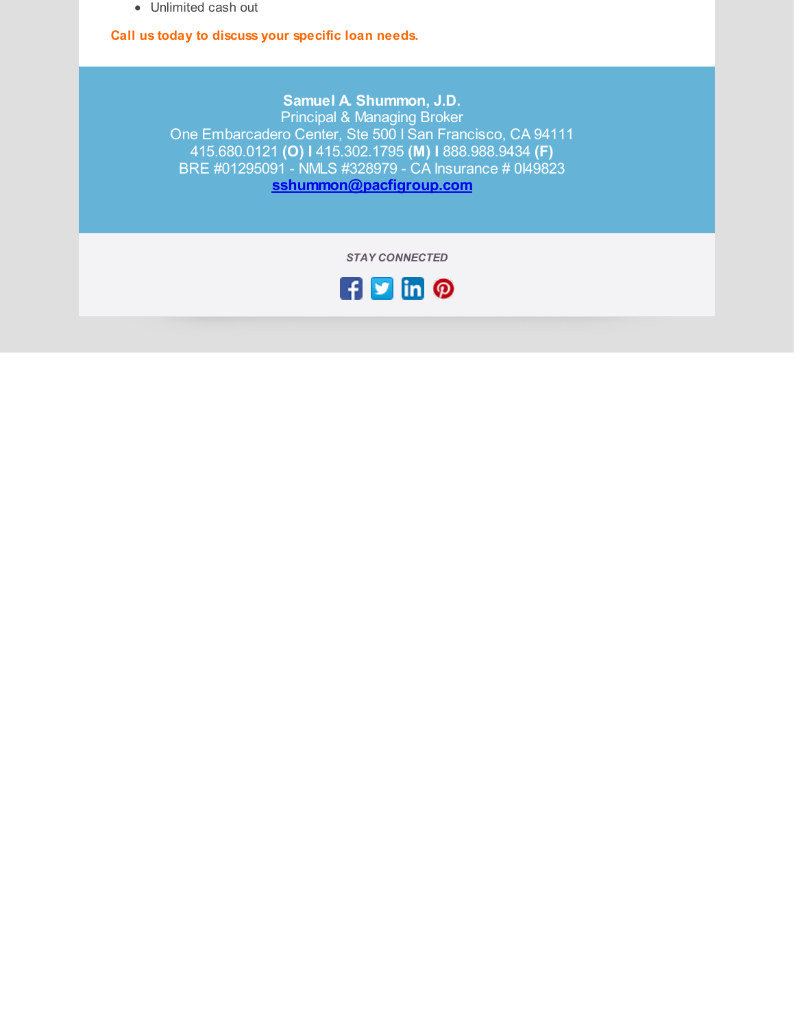- Unlimited cash out

**Call us today to discuss your specific loan needs.**

**Samuel A. Shummon, J.D.**
Principal & Managing Broker
One Embarcadero Center, Ste 500 I San Francisco, CA 94111
415.680.0121 **(O) I** 415.302.1795 **(M) I** 888.988.9434 **(F)**
BRE #01295091 - NMLS #328979 - CA Insurance # 0I49823
**sshummon@pacfigroup.com**

***STAY CONNECTED***